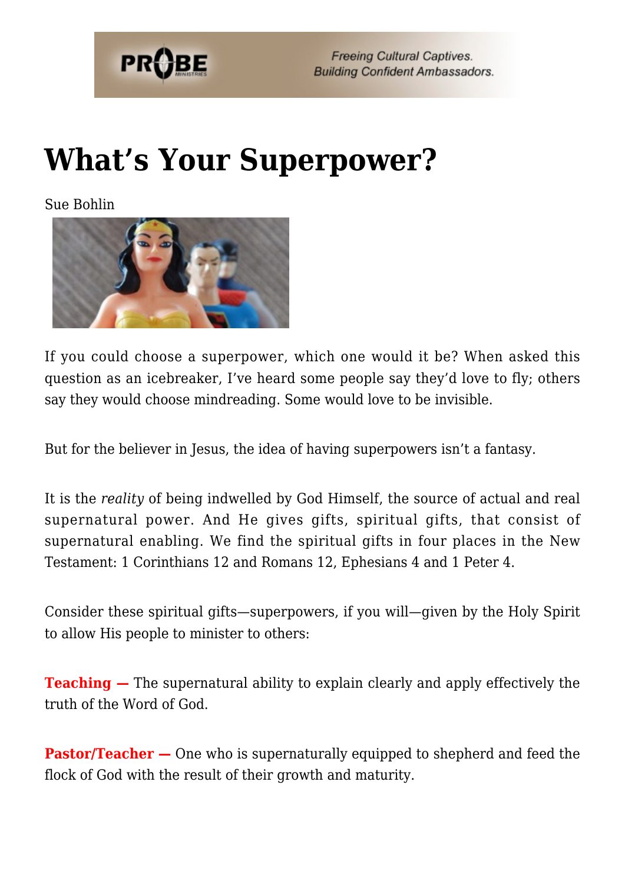# What's Your Superpower?

Sue Bohlin

If you could choose a superpower, which one would it be? When asked this question as an icebreaker, I've heard some people say they'd love to fly; others say they would choose mindreading. Some would love to be invisible.

But for the believer in Jesus, the idea of having superpowers isn't a fantasy.

It is the *reality* of being indwelled by God Himself, the source of actual and real supernatural power. And He gives gifts, spiritual gifts, that consist of supernatural enabling. We find the spiritual gifts in four places in the New Testament: 1 Corinthians 12 and Romans 12, Ephesians 4 and 1 Peter 4.

Consider these spiritual gifts—superpowers, if you will—given by the Holy Spirit to allow His people to minister to others:

**Teaching —** The supernatural ability to explain clearly and apply effectively the truth of the Word of God.

**Pastor/Teacher —** One who is supernaturally equipped to shepherd and feed the flock of God with the result of their growth and maturity.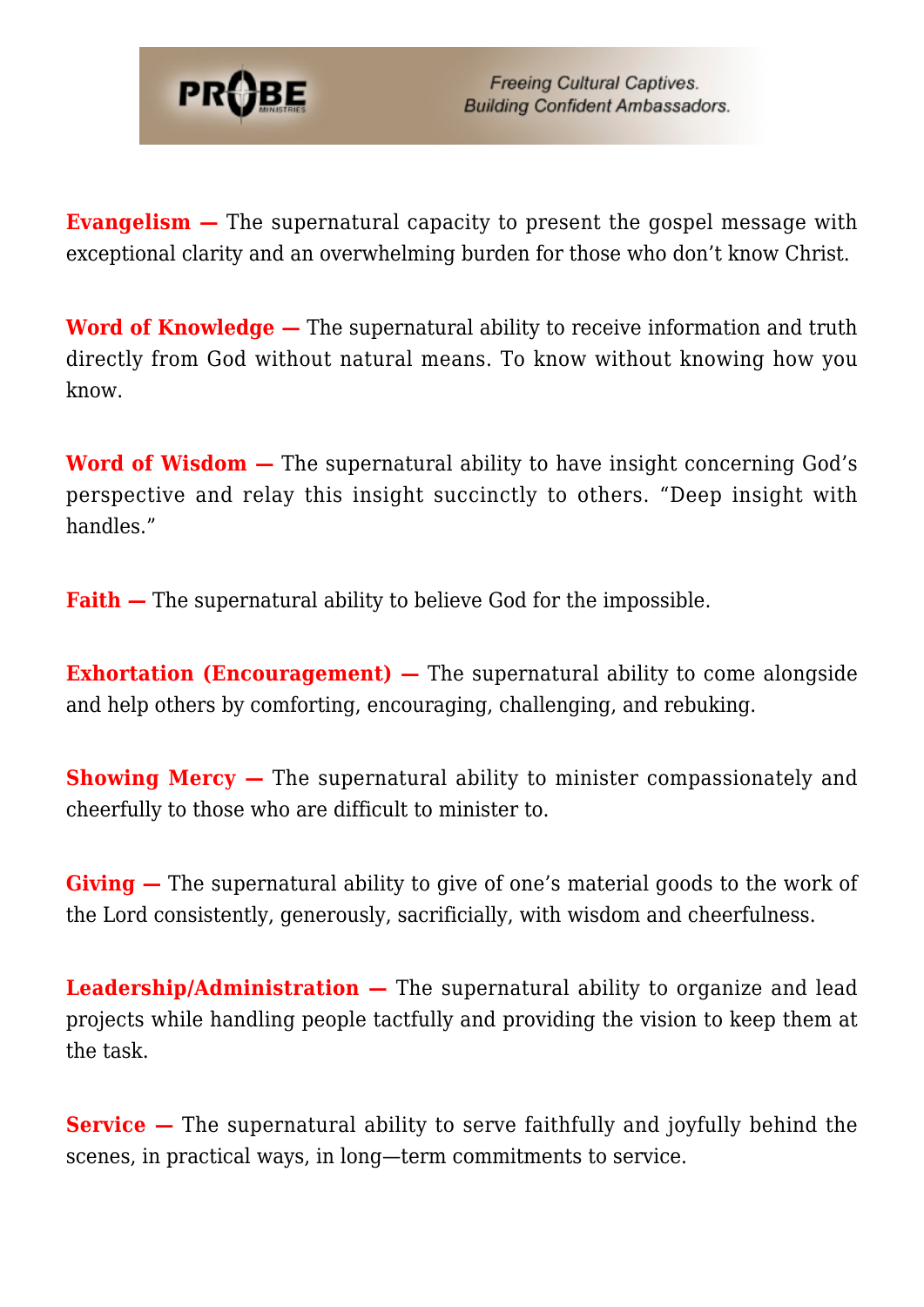**Evangelism —** The supernatural capacity to present the gospel message with exceptional clarity and an overwhelming burden for those who don't know Christ.

**Word of Knowledge —** The supernatural ability to receive information and truth directly from God without natural means. To know without knowing how you know.

**Word of Wisdom —** The supernatural ability to have insight concerning God's perspective and relay this insight succinctly to others. "Deep insight with handles."

**Faith —** The supernatural ability to believe God for the impossible.

**Exhortation (Encouragement) —** The supernatural ability to come alongside and help others by comforting, encouraging, challenging, and rebuking.

**Showing Mercy —** The supernatural ability to minister compassionately and cheerfully to those who are difficult to minister to.

**Giving —** The supernatural ability to give of one's material goods to the work of the Lord consistently, generously, sacrificially, with wisdom and cheerfulness.

**Leadership/Administration —** The supernatural ability to organize and lead projects while handling people tactfully and providing the vision to keep them at the task.

**Service —** The supernatural ability to serve faithfully and joyfully behind the scenes, in practical ways, in long—term commitments to service.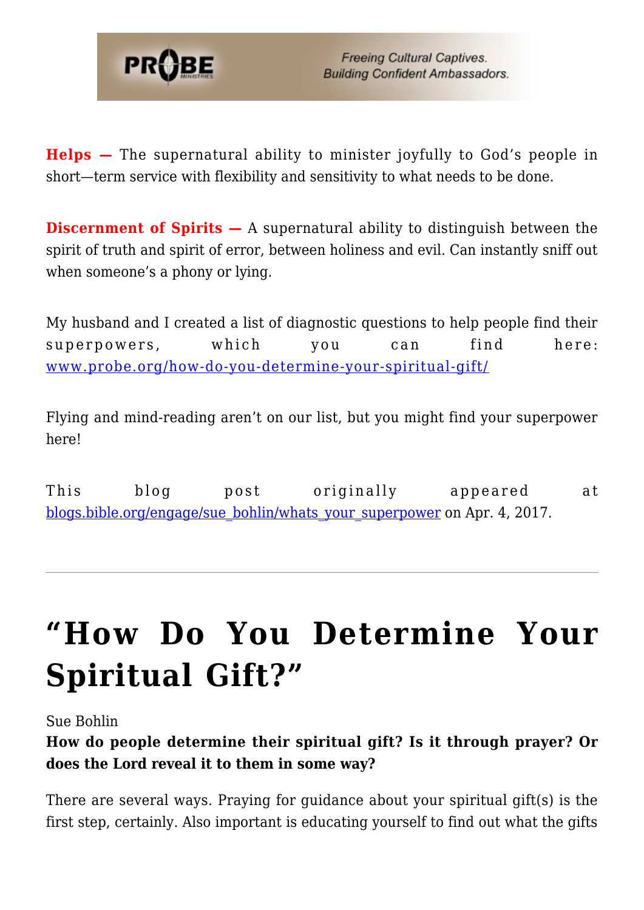**Helps —** The supernatural ability to minister joyfully to God's people in short—term service with flexibility and sensitivity to what needs to be done.

**Discernment of Spirits —** A supernatural ability to distinguish between the spirit of truth and spirit of error, between holiness and evil. Can instantly sniff out when someone's a phony or lying.

My husband and I created a list of diagnostic questions to help people find their superpowers, which you can find here: [www.probe.org/how-do-you-determine-your-spiritual-gift/](www.probe.org/how-do-you-determine-your-spiritual-gift/)

Flying and mind-reading aren't on our list, but you might find your superpower here!

This blog post originally appeared at [blogs.bible.org/engage/sue_bohlin/whats_your_superpower](blogs.bible.org/engage/sue_bohlin/whats_your_superpower) on Apr. 4, 2017.

---

# "How Do You Determine Your Spiritual Gift?"

Sue Bohlin

**How do people determine their spiritual gift? Is it through prayer? Or does the Lord reveal it to them in some way?**

There are several ways. Praying for guidance about your spiritual gift(s) is the first step, certainly. Also important is educating yourself to find out what the gifts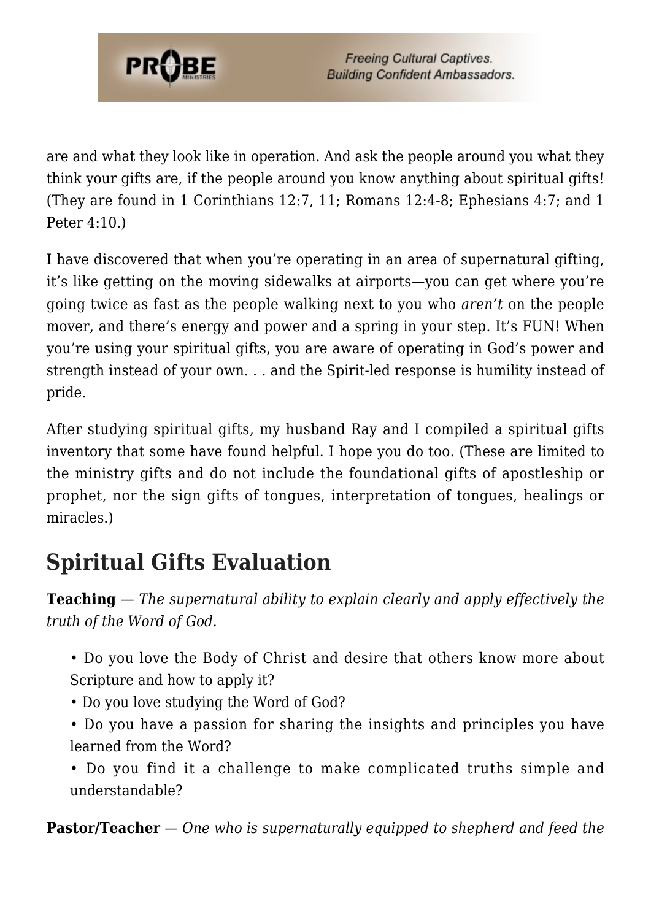are and what they look like in operation. And ask the people around you what they think your gifts are, if the people around you know anything about spiritual gifts! (They are found in 1 Corinthians 12:7, 11; Romans 12:4-8; Ephesians 4:7; and 1 Peter 4:10.)

I have discovered that when you're operating in an area of supernatural gifting, it's like getting on the moving sidewalks at airports—you can get where you're going twice as fast as the people walking next to you who *aren't* on the people mover, and there's energy and power and a spring in your step. It's FUN! When you're using your spiritual gifts, you are aware of operating in God's power and strength instead of your own. . . and the Spirit-led response is humility instead of pride.

After studying spiritual gifts, my husband Ray and I compiled a spiritual gifts inventory that some have found helpful. I hope you do too. (These are limited to the ministry gifts and do not include the foundational gifts of apostleship or prophet, nor the sign gifts of tongues, interpretation of tongues, healings or miracles.)

## Spiritual Gifts Evaluation

**Teaching** — *The supernatural ability to explain clearly and apply effectively the truth of the Word of God.*

- Do you love the Body of Christ and desire that others know more about Scripture and how to apply it?
- Do you love studying the Word of God?
- Do you have a passion for sharing the insights and principles you have learned from the Word?
- Do you find it a challenge to make complicated truths simple and understandable?

**Pastor/Teacher** — *One who is supernaturally equipped to shepherd and feed the*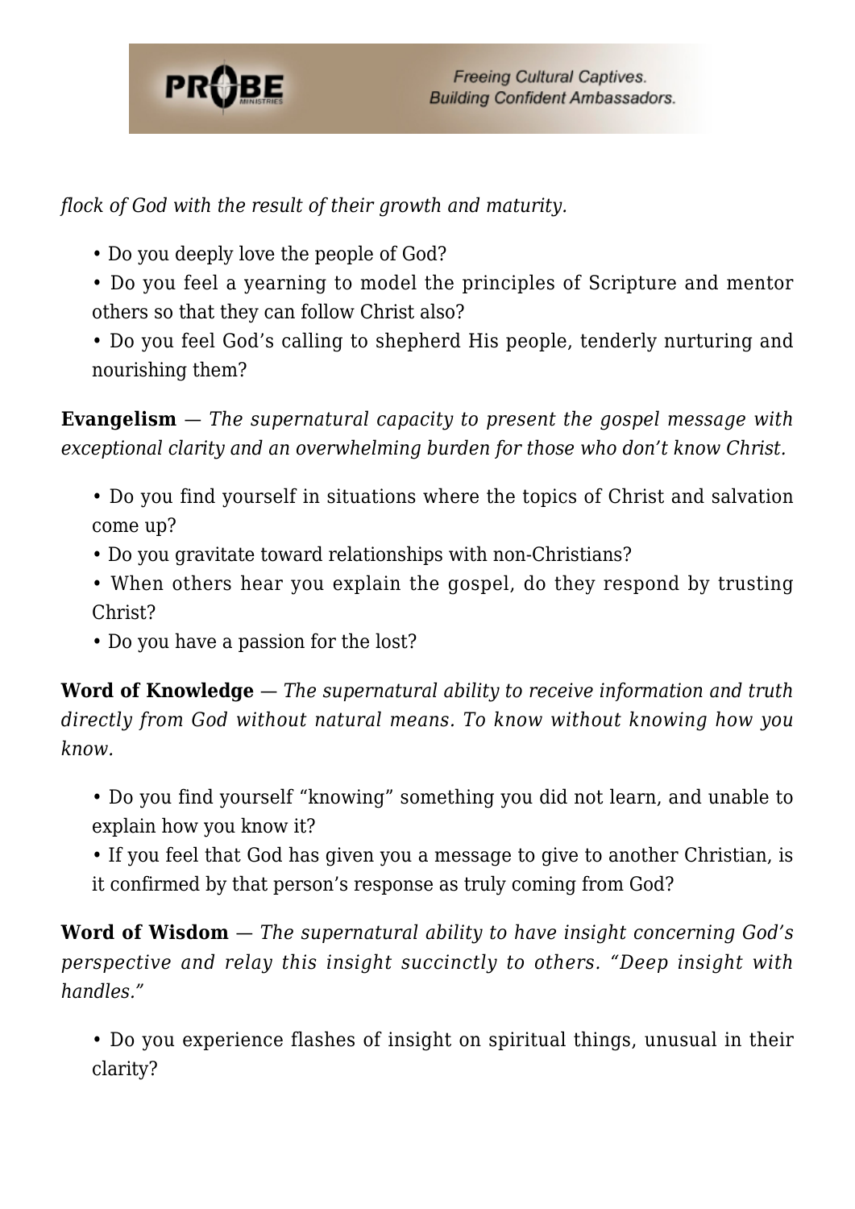*flock of God with the result of their growth and maturity.*

- Do you deeply love the people of God?
- Do you feel a yearning to model the principles of Scripture and mentor others so that they can follow Christ also?
- Do you feel God's calling to shepherd His people, tenderly nurturing and nourishing them?

**Evangelism** — *The supernatural capacity to present the gospel message with exceptional clarity and an overwhelming burden for those who don't know Christ.*

- Do you find yourself in situations where the topics of Christ and salvation come up?
- Do you gravitate toward relationships with non-Christians?
- When others hear you explain the gospel, do they respond by trusting Christ?
- Do you have a passion for the lost?

**Word of Knowledge** — *The supernatural ability to receive information and truth directly from God without natural means. To know without knowing how you know.*

- Do you find yourself "knowing" something you did not learn, and unable to explain how you know it?
- If you feel that God has given you a message to give to another Christian, is it confirmed by that person's response as truly coming from God?

**Word of Wisdom** — *The supernatural ability to have insight concerning God's perspective and relay this insight succinctly to others. "Deep insight with handles."*

- Do you experience flashes of insight on spiritual things, unusual in their clarity?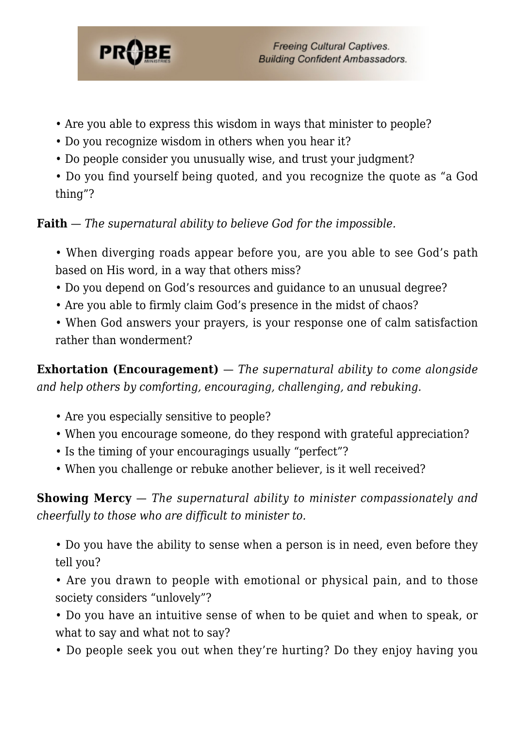- Are you able to express this wisdom in ways that minister to people?
- Do you recognize wisdom in others when you hear it?
- Do people consider you unusually wise, and trust your judgment?
- Do you find yourself being quoted, and you recognize the quote as "a God thing"?

**Faith** — *The supernatural ability to believe God for the impossible.*

- When diverging roads appear before you, are you able to see God's path based on His word, in a way that others miss?
- Do you depend on God's resources and guidance to an unusual degree?
- Are you able to firmly claim God's presence in the midst of chaos?
- When God answers your prayers, is your response one of calm satisfaction rather than wonderment?

**Exhortation (Encouragement)** — *The supernatural ability to come alongside and help others by comforting, encouraging, challenging, and rebuking.*

- Are you especially sensitive to people?
- When you encourage someone, do they respond with grateful appreciation?
- Is the timing of your encouragings usually "perfect"?
- When you challenge or rebuke another believer, is it well received?

**Showing Mercy** — *The supernatural ability to minister compassionately and cheerfully to those who are difficult to minister to.*

- Do you have the ability to sense when a person is in need, even before they tell you?
- Are you drawn to people with emotional or physical pain, and to those society considers "unlovely"?
- Do you have an intuitive sense of when to be quiet and when to speak, or what to say and what not to say?
- Do people seek you out when they're hurting? Do they enjoy having you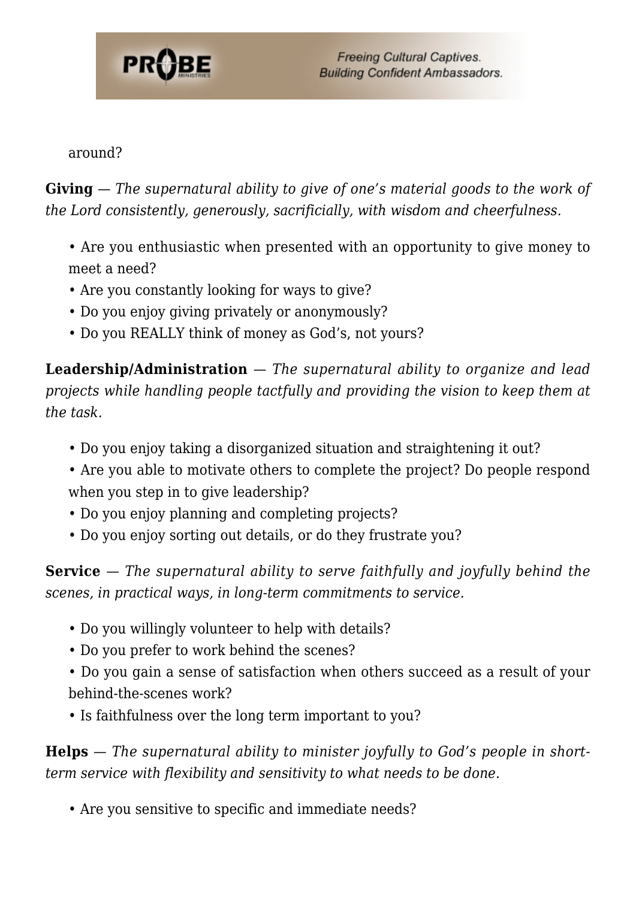around?

**Giving** — *The supernatural ability to give of one's material goods to the work of the Lord consistently, generously, sacrificially, with wisdom and cheerfulness.*

• Are you enthusiastic when presented with an opportunity to give money to meet a need?
• Are you constantly looking for ways to give?
• Do you enjoy giving privately or anonymously?
• Do you REALLY think of money as God's, not yours?

**Leadership/Administration** — *The supernatural ability to organize and lead projects while handling people tactfully and providing the vision to keep them at the task.*

• Do you enjoy taking a disorganized situation and straightening it out?
• Are you able to motivate others to complete the project? Do people respond when you step in to give leadership?
• Do you enjoy planning and completing projects?
• Do you enjoy sorting out details, or do they frustrate you?

**Service** — *The supernatural ability to serve faithfully and joyfully behind the scenes, in practical ways, in long-term commitments to service.*

• Do you willingly volunteer to help with details?
• Do you prefer to work behind the scenes?
• Do you gain a sense of satisfaction when others succeed as a result of your behind-the-scenes work?
• Is faithfulness over the long term important to you?

**Helps** — *The supernatural ability to minister joyfully to God's people in short-term service with flexibility and sensitivity to what needs to be done.*

• Are you sensitive to specific and immediate needs?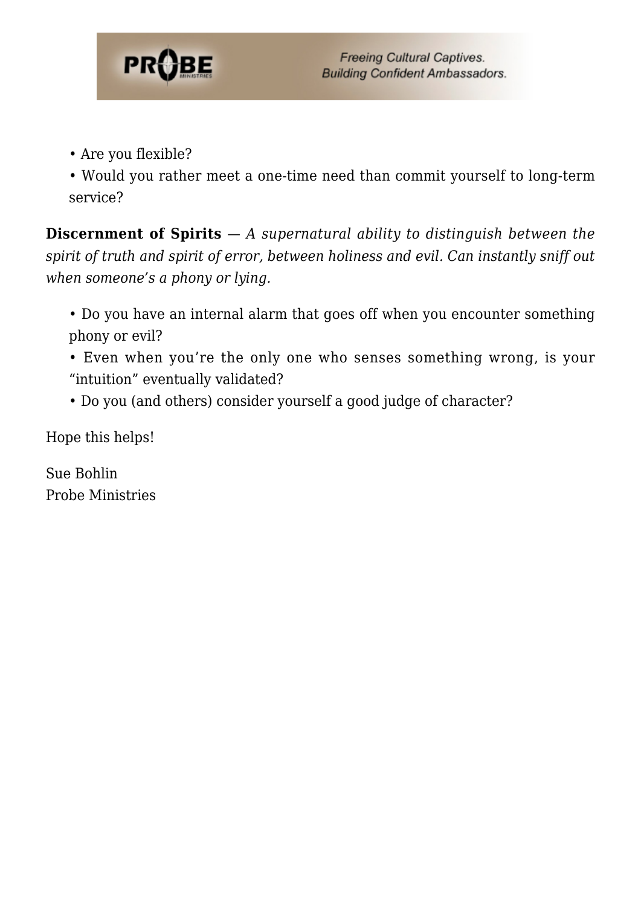- Are you flexible?
- Would you rather meet a one-time need than commit yourself to long-term service?

**Discernment of Spirits** — *A supernatural ability to distinguish between the spirit of truth and spirit of error, between holiness and evil. Can instantly sniff out when someone's a phony or lying.*

- Do you have an internal alarm that goes off when you encounter something phony or evil?
- Even when you're the only one who senses something wrong, is your "intuition" eventually validated?
- Do you (and others) consider yourself a good judge of character?

Hope this helps!

Sue Bohlin
Probe Ministries